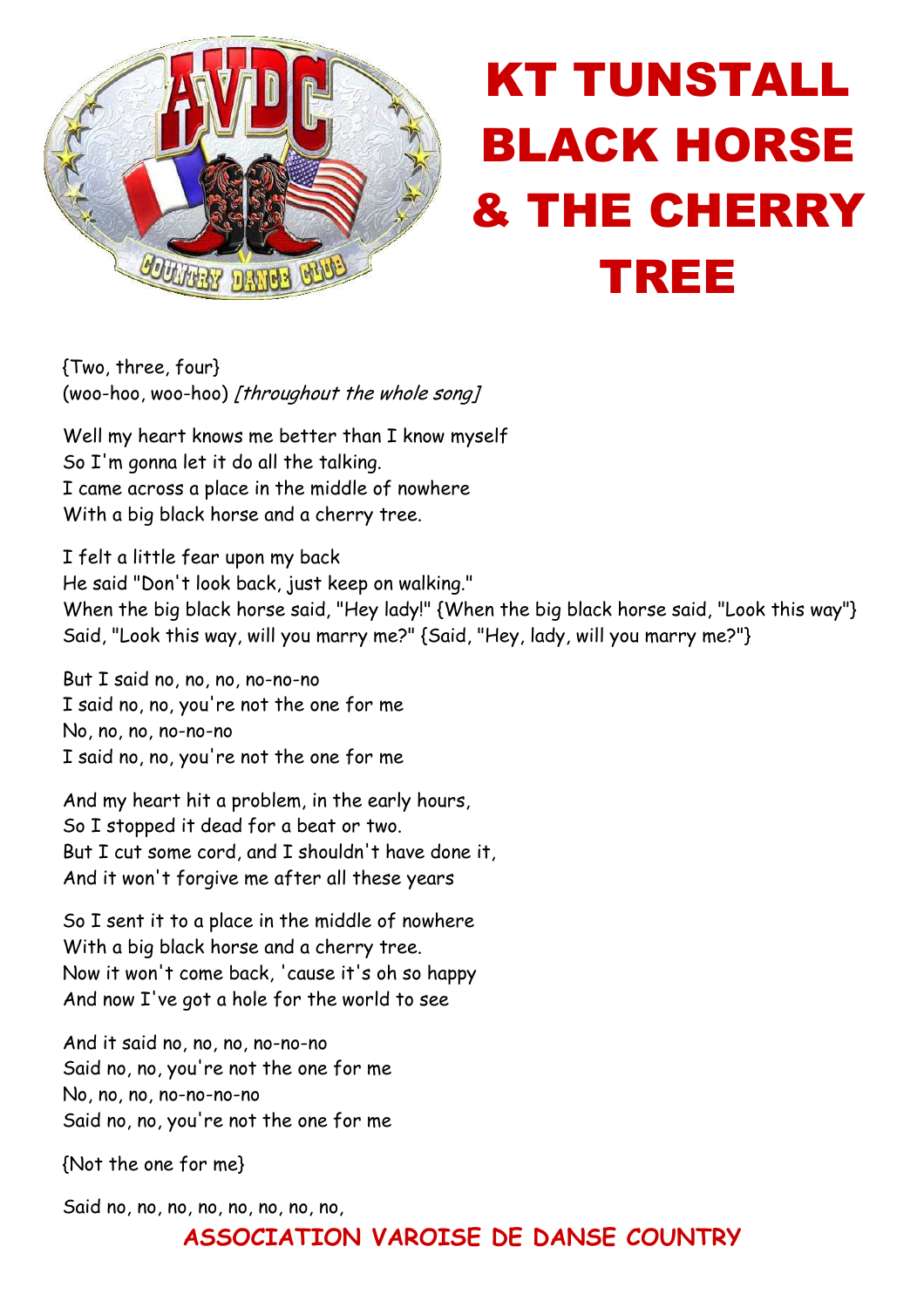# KT TUNSTALL BLACK HORSE & THE CHERRY TREE

{Two, three, four}
(woo-hoo, woo-hoo) *[throughout the whole song]*

Well my heart knows me better than I know myself
So I'm gonna let it do all the talking.
I came across a place in the middle of nowhere
With a big black horse and a cherry tree.

I felt a little fear upon my back
He said "Don't look back, just keep on walking."
When the big black horse said, "Hey lady!" {When the big black horse said, "Look this way"}
Said, "Look this way, will you marry me?" {Said, "Hey, lady, will you marry me?"}

But I said no, no, no, no-no-no
I said no, no, you're not the one for me
No, no, no, no-no-no
I said no, no, you're not the one for me

And my heart hit a problem, in the early hours,
So I stopped it dead for a beat or two.
But I cut some cord, and I shouldn't have done it,
And it won't forgive me after all these years

So I sent it to a place in the middle of nowhere
With a big black horse and a cherry tree.
Now it won't come back, 'cause it's oh so happy
And now I've got a hole for the world to see

And it said no, no, no, no-no-no
Said no, no, you're not the one for me
No, no, no, no-no-no-no
Said no, no, you're not the one for me

{Not the one for me}

Said no, no, no, no, no, no, no, no,

ASSOCIATION VAROISE DE DANSE COUNTRY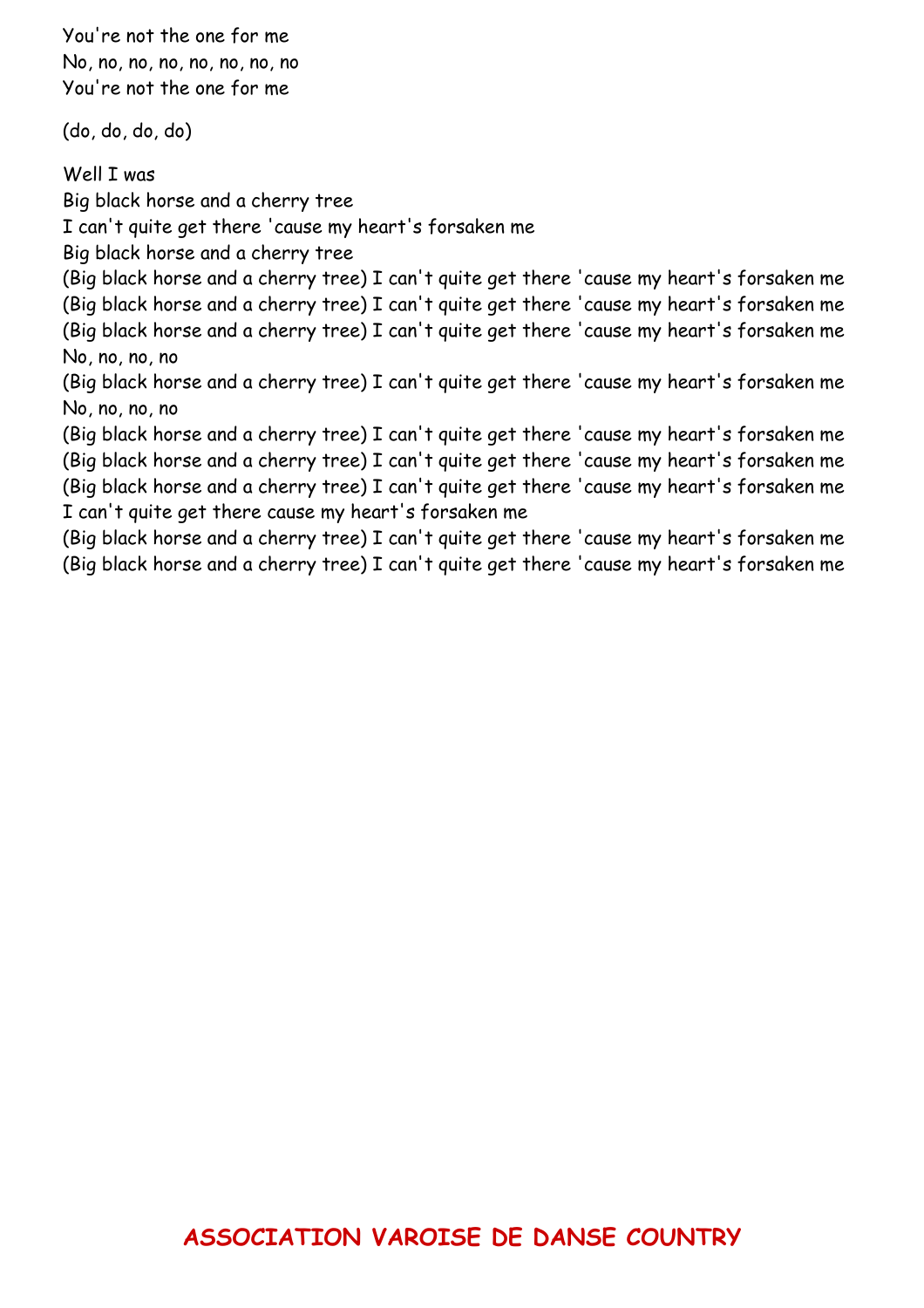You're not the one for me
No, no, no, no, no, no, no, no
You're not the one for me

(do, do, do, do)

Well I was
Big black horse and a cherry tree
I can't quite get there 'cause my heart's forsaken me
Big black horse and a cherry tree
(Big black horse and a cherry tree) I can't quite get there 'cause my heart's forsaken me
(Big black horse and a cherry tree) I can't quite get there 'cause my heart's forsaken me
(Big black horse and a cherry tree) I can't quite get there 'cause my heart's forsaken me
No, no, no, no
(Big black horse and a cherry tree) I can't quite get there 'cause my heart's forsaken me
No, no, no, no
(Big black horse and a cherry tree) I can't quite get there 'cause my heart's forsaken me
(Big black horse and a cherry tree) I can't quite get there 'cause my heart's forsaken me
(Big black horse and a cherry tree) I can't quite get there 'cause my heart's forsaken me
I can't quite get there cause my heart's forsaken me
(Big black horse and a cherry tree) I can't quite get there 'cause my heart's forsaken me
(Big black horse and a cherry tree) I can't quite get there 'cause my heart's forsaken me